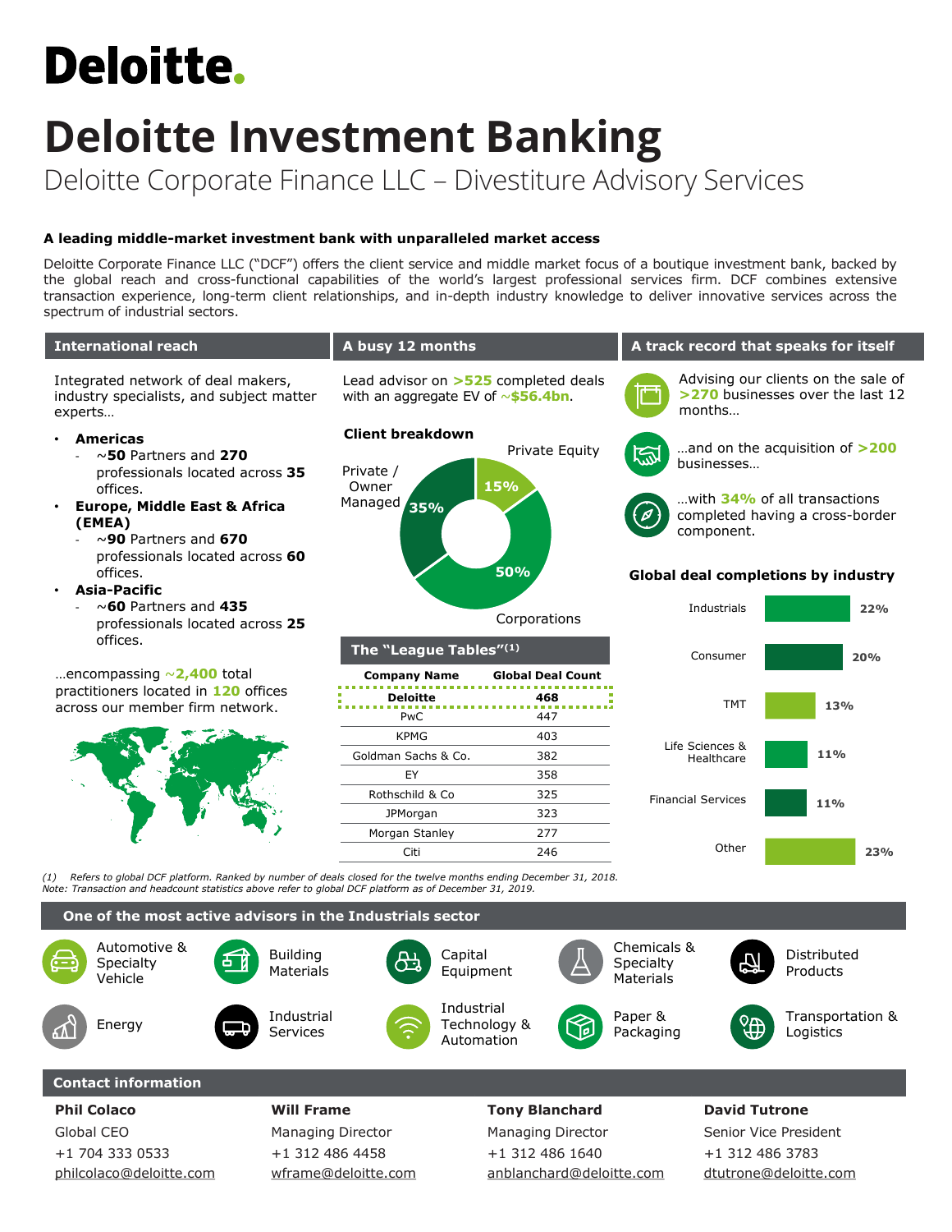# Deloitte.

# Deloitte Investment Banking

## Deloitte Corporate Finance LLC – Divestiture Advisory Services

**A leading middle-market investment bank with unparalleled market access**

Deloitte Corporate Finance LLC ("DCF") offers the client service and middle market focus of a boutique investment bank, backed by the global reach and cross-functional capabilities of the world's largest professional services firm. DCF combines extensive transaction experience, long-term client relationships, and in-depth industry knowledge to deliver innovative services across the spectrum of industrial sectors.

### International reach

Integrated network of deal makers, industry specialists, and subject matter experts…

- **Americas**
  - ~**50** Partners and **270** professionals located across **35** offices.
- **Europe, Middle East & Africa (EMEA)**
  - ~**90** Partners and **670** professionals located across **60** offices.
- **Asia-Pacific**
  - ~**60** Partners and **435** professionals located across **25** offices.

…encompassing ~**2,400** total practitioners located in **120** offices across our member firm network.

### A busy 12 months

Lead advisor on **>525** completed deals with an aggregate EV of ~**$56.4bn**.

**Client breakdown**

- Private Equity: 15%
- Corporations: 50%
- Private / Owner Managed: 35%

**The "League Tables"(1)**

| Company Name | Global Deal Count |
|---|---|
| **Deloitte** | **468** |
| PwC | 447 |
| KPMG | 403 |
| Goldman Sachs & Co. | 382 |
| EY | 358 |
| Rothschild & Co | 325 |
| JPMorgan | 323 |
| Morgan Stanley | 277 |
| Citi | 246 |

### A track record that speaks for itself

Advising our clients on the sale of **>270** businesses over the last 12 months…

…and on the acquisition of **>200** businesses…

…with **34%** of all transactions completed having a cross-border component.

**Global deal completions by industry**

| Industry | Share |
|---|---|
| Industrials | 22% |
| Consumer | 20% |
| TMT | 13% |
| Life Sciences & Healthcare | 11% |
| Financial Services | 11% |
| Other | 23% |

*(1) Refers to global DCF platform. Ranked by number of deals closed for the twelve months ending December 31, 2018.*
*Note: Transaction and headcount statistics above refer to global DCF platform as of December 31, 2019.*

### One of the most active advisors in the Industrials sector

- Automotive & Specialty Vehicle
- Building Materials
- Capital Equipment
- Chemicals & Specialty Materials
- Distributed Products
- Energy
- Industrial Services
- Industrial Technology & Automation
- Paper & Packaging
- Transportation & Logistics

### Contact information

| Phil Colaco | Will Frame | Tony Blanchard | David Tutrone |
|---|---|---|---|
| Global CEO | Managing Director | Managing Director | Senior Vice President |
| +1 704 333 0533 | +1 312 486 4458 | +1 312 486 1640 | +1 312 486 3783 |
| philcolaco@deloitte.com | wframe@deloitte.com | anblanchard@deloitte.com | dtutrone@deloitte.com |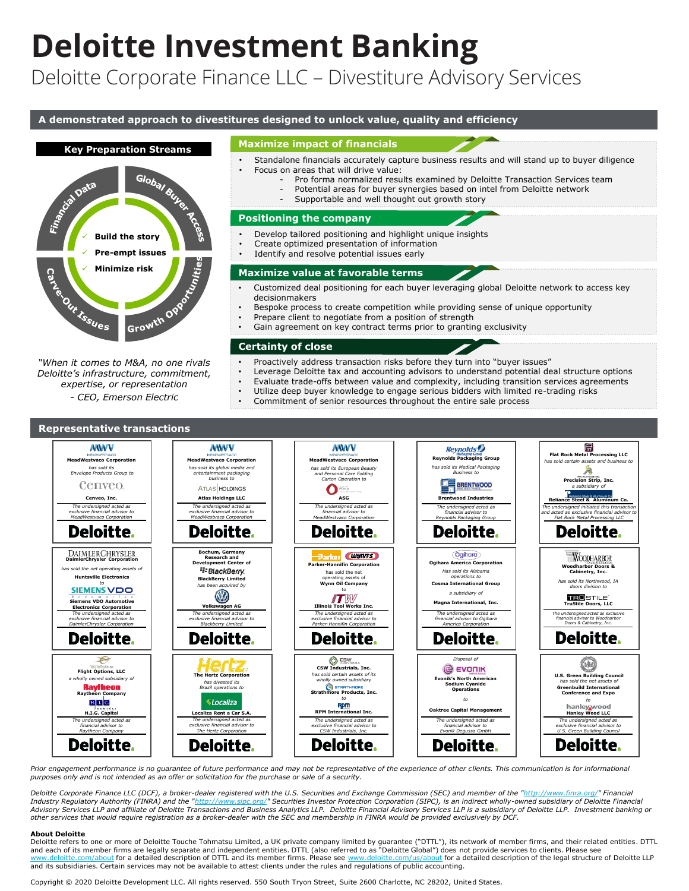# Deloitte Investment Banking

## Deloitte Corporate Finance LLC – Divestiture Advisory Services

### A demonstrated approach to divestitures designed to unlock value, quality and efficiency

**Key Preparation Streams**

Financial Data
Global Buyer Access
Growth Opportunities
Carve-Out Issues

- ✓ Build the story
- ✓ Pre-empt issues
- ✓ Minimize risk

*"When it comes to M&A, no one rivals Deloitte's infrastructure, commitment, expertise, or representation*
*- CEO, Emerson Electric*

#### Maximize impact of financials

- Standalone financials accurately capture business results and will stand up to buyer diligence
- Focus on areas that will drive value:
  - Pro forma normalized results examined by Deloitte Transaction Services team
  - Potential areas for buyer synergies based on intel from Deloitte network
  - Supportable and well thought out growth story

#### Positioning the company

- Develop tailored positioning and highlight unique insights
- Create optimized presentation of information
- Identify and resolve potential issues early

#### Maximize value at favorable terms

- Customized deal positioning for each buyer leveraging global Deloitte network to access key decisionmakers
- Bespoke process to create competition while providing sense of unique opportunity
- Prepare client to negotiate from a position of strength
- Gain agreement on key contract terms prior to granting exclusivity

#### Certainty of close

- Proactively address transaction risks before they turn into "buyer issues"
- Leverage Deloitte tax and accounting advisors to understand potential deal structure options
- Evaluate trade-offs between value and complexity, including transition services agreements
- Utilize deep buyer knowledge to engage serious bidders with limited re-trading risks
- Commitment of senior resources throughout the entire sale process

### Representative transactions

**MeadWestvaco Corporation** *has sold its Envelope Products Group to* **Cenveo, Inc.** — *The undersigned acted as exclusive financial advisor to MeadWestvaco Corporation* — Deloitte.

**MeadWestvaco Corporation** *has sold its global media and entertainment packaging business to* **Atlas Holdings LLC** — *The undersigned acted as exclusive financial advisor to MeadWestvaco Corporation* — Deloitte.

**MeadWestvaco Corporation** *has sold its European Beauty and Personal Care Folding Carton Operation to* **ASG** — *The undersigned acted as financial advisor to MeadWestvaco Corporation* — Deloitte.

**Reynolds Packaging Group** *has sold its Medical Packaging Business to* **Brentwood Industries** — *The undersigned acted as financial advisor to Reynolds Packaging Group* — Deloitte.

**Flat Rock Metal Processing LLC** *has sold certain assets and business to* **Precision Strip, Inc.** *a subsidiary of* **Reliance Steel & Aluminum Co.** — *The undersigned initiated this transaction and acted as exclusive financial advisor to Flat Rock Metal Processing LLC* — Deloitte.

**DaimlerChrysler Corporation** *has sold the net operating assets of* **Huntsville Electronics** *to* **Siemens VDO Automotive Electronics Corporation** — *The undersigned acted as exclusive financial advisor to DaimlerChrysler Corporation* — Deloitte.

**Bochum, Germany Research and Development Center of BlackBerry Limited** *has been acquired by* **Volkswagen AG** — *The undersigned acted as exclusive financial advisor to Blackberry Limited* — Deloitte.

**Parker-Hannifin Corporation** has sold the net operating assets of **Wynn Oil Company** to **Illinois Tool Works Inc.** — *The undersigned acted as exclusive financial advisor to Parker-Hannifin Corporation* — Deloitte.

**Ogihara America Corporation** *Has sold its Alabama operations to* **Cosma International Group** *a subsidiary of* **Magna International, Inc.** — *The undersigned acted as financial advisor to Ogihara America Corporation* — Deloitte.

**Woodharbor Doors & Cabinetry, Inc.** *has sold its Northwood, IA doors division to* **TruStile Doors, LLC** — *The undersigned acted as exclusive financial advisor to Woodharbor Doors & Cabinetry, Inc.* — Deloitte.

**Flight Options, LLC** *a wholly owned subsidiary of* **Raytheon Company** *to* **H.I.G. Capital** — *The undersigned acted as financial advisor to Raytheon Company* — Deloitte.

**The Hertz Corporation** *has divested its Brazil operations to* **Localiza Rent a Car S.A.** — *The undersigned acted as exclusive financial advisor to The Hertz Corporation* — Deloitte.

**CSW Industrials, Inc.** *has sold certain assets of its wholly owned subsidiary* **Strathmore Products, Inc.** *to* **RPM International Inc.** — *The undersigned acted as exclusive financial advisor to CSW Industrials, Inc.* — Deloitte.

*Disposal of* **Evonik's North American Sodium Cyanide Operations** *to* **Oaktree Capital Management** — *The undersigned acted as financial advisor to Evonik Degussa GmbH* — Deloitte.

**U.S. Green Building Council** *has sold the net assets of* **Greenbuild International Conference and Expo** *to* **Hanley Wood LLC** — *The undersigned acted as exclusive financial advisor to U.S. Green Building Council* — Deloitte.

*Prior engagement performance is no guarantee of future performance and may not be representative of the experience of other clients. This communication is for informational purposes only and is not intended as an offer or solicitation for the purchase or sale of a security.*

*Deloitte Corporate Finance LLC (DCF), a broker-dealer registered with the U.S. Securities and Exchange Commission (SEC) and member of the "http://www.finra.org/" Financial Industry Regulatory Authority (FINRA) and the "http://www.sipc.org/" Securities Investor Protection Corporation (SIPC), is an indirect wholly-owned subsidiary of Deloitte Financial Advisory Services LLP and affiliate of Deloitte Transactions and Business Analytics LLP. Deloitte Financial Advisory Services LLP is a subsidiary of Deloitte LLP. Investment banking or other services that would require registration as a broker-dealer with the SEC and membership in FINRA would be provided exclusively by DCF.*

**About Deloitte**
Deloitte refers to one or more of Deloitte Touche Tohmatsu Limited, a UK private company limited by guarantee ("DTTL"), its network of member firms, and their related entities. DTTL and each of its member firms are legally separate and independent entities. DTTL (also referred to as "Deloitte Global") does not provide services to clients. Please see www.deloitte.com/about for a detailed description of DTTL and its member firms. Please see www.deloitte.com/us/about for a detailed description of the legal structure of Deloitte LLP and its subsidiaries. Certain services may not be available to attest clients under the rules and regulations of public accounting.

Copyright © 2020 Deloitte Development LLC. All rights reserved. 550 South Tryon Street, Suite 2600 Charlotte, NC 28202, United States.